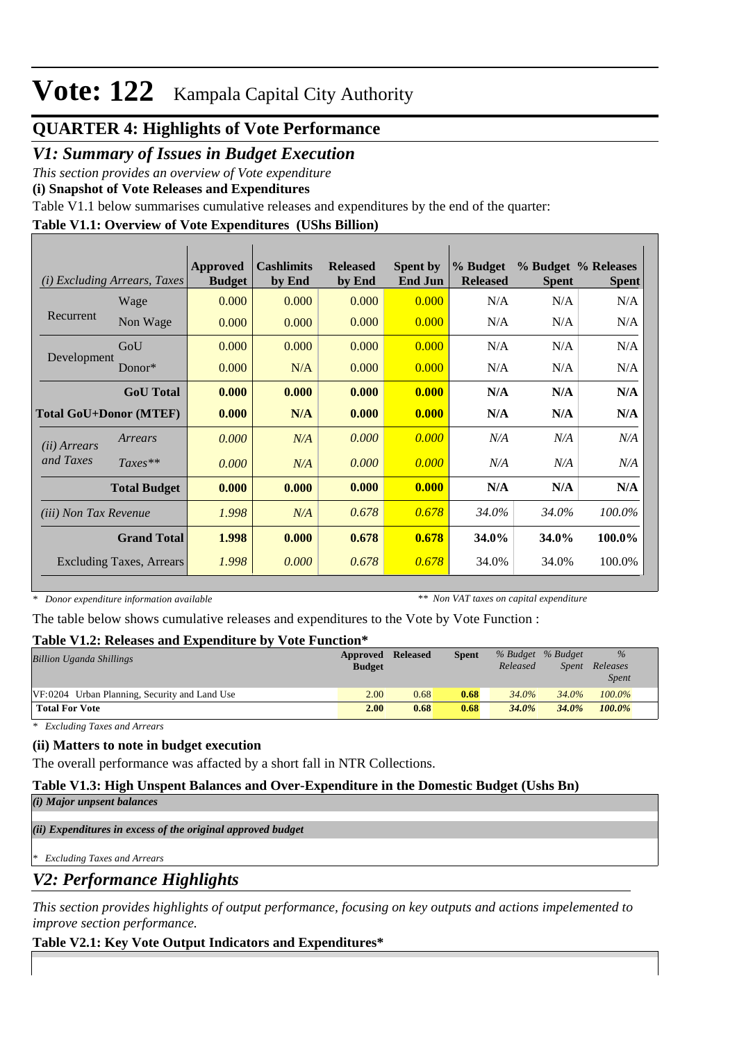# Vote: 122 Kampala Capital City Authority

## QUARTER 4: Highlights of Vote Performance

## *V1: Summary of Issues in Budget Execution*

*This section provides an overview of Vote expenditure*

**(i) Snapshot of Vote Releases and Expenditures**

Table V1.1 below summarises cumulative releases and expenditures by the end of the quarter:

**Table V1.1: Overview of Vote Expenditures (UShs Billion)**

| *(i) Excluding Arrears, Taxes* | | Approved Budget | Cashlimits by End | Released by End | Spent by End Jun | % Budget Released | % Budget Spent | % Releases Spent |
|---|---|---|---|---|---|---|---|---|
| Recurrent | Wage | 0.000 | 0.000 | 0.000 | 0.000 | N/A | N/A | N/A |
| | Non Wage | 0.000 | 0.000 | 0.000 | 0.000 | N/A | N/A | N/A |
| Development | GoU | 0.000 | 0.000 | 0.000 | 0.000 | N/A | N/A | N/A |
| | Donor* | 0.000 | N/A | 0.000 | 0.000 | N/A | N/A | N/A |
| | **GoU Total** | **0.000** | **0.000** | **0.000** | **0.000** | **N/A** | **N/A** | **N/A** |
| **Total GoU+Donor (MTEF)** | | **0.000** | **N/A** | **0.000** | **0.000** | **N/A** | **N/A** | **N/A** |
| *(ii) Arrears and Taxes* | *Arrears* | *0.000* | *N/A* | *0.000* | *0.000* | *N/A* | *N/A* | *N/A* |
| | *Taxes*** | *0.000* | *N/A* | *0.000* | *0.000* | *N/A* | *N/A* | *N/A* |
| | **Total Budget** | **0.000** | **0.000** | **0.000** | **0.000** | **N/A** | **N/A** | **N/A** |
| *(iii) Non Tax Revenue* | | *1.998* | *N/A* | *0.678* | *0.678* | *34.0%* | *34.0%* | *100.0%* |
| | **Grand Total** | **1.998** | **0.000** | **0.678** | **0.678** | **34.0%** | **34.0%** | **100.0%** |
| Excluding Taxes, Arrears | | *1.998* | *0.000* | *0.678* | *0.678* | 34.0% | 34.0% | 100.0% |

*\* Donor expenditure information available* &nbsp;&nbsp;&nbsp;&nbsp; *\*\* Non VAT taxes on capital expenditure*

The table below shows cumulative releases and expenditures to the Vote by Vote Function :

**Table V1.2: Releases and Expenditure by Vote Function***

| *Billion Uganda Shillings* | Approved Budget | Released | Spent | *% Budget Released* | *% Budget Spent* | *% Releases Spent* |
|---|---|---|---|---|---|---|
| VF:0204 Urban Planning, Security and Land Use | 2.00 | 0.68 | **0.68** | *34.0%* | *34.0%* | *100.0%* |
| **Total For Vote** | **2.00** | **0.68** | **0.68** | ***34.0%*** | ***34.0%*** | ***100.0%*** |

*\* Excluding Taxes and Arrears*

**(ii) Matters to note in budget execution**

The overall performance was affacted by a short fall in NTR Collections.

**Table V1.3: High Unspent Balances and Over-Expenditure in the Domestic Budget (Ushs Bn)**

***(i) Major unpsent balances***

***(ii) Expenditures in excess of the original approved budget***

*\* Excluding Taxes and Arrears*

## *V2: Performance Highlights*

*This section provides highlights of output performance, focusing on key outputs and actions impelemented to improve section performance.*

**Table V2.1: Key Vote Output Indicators and Expenditures***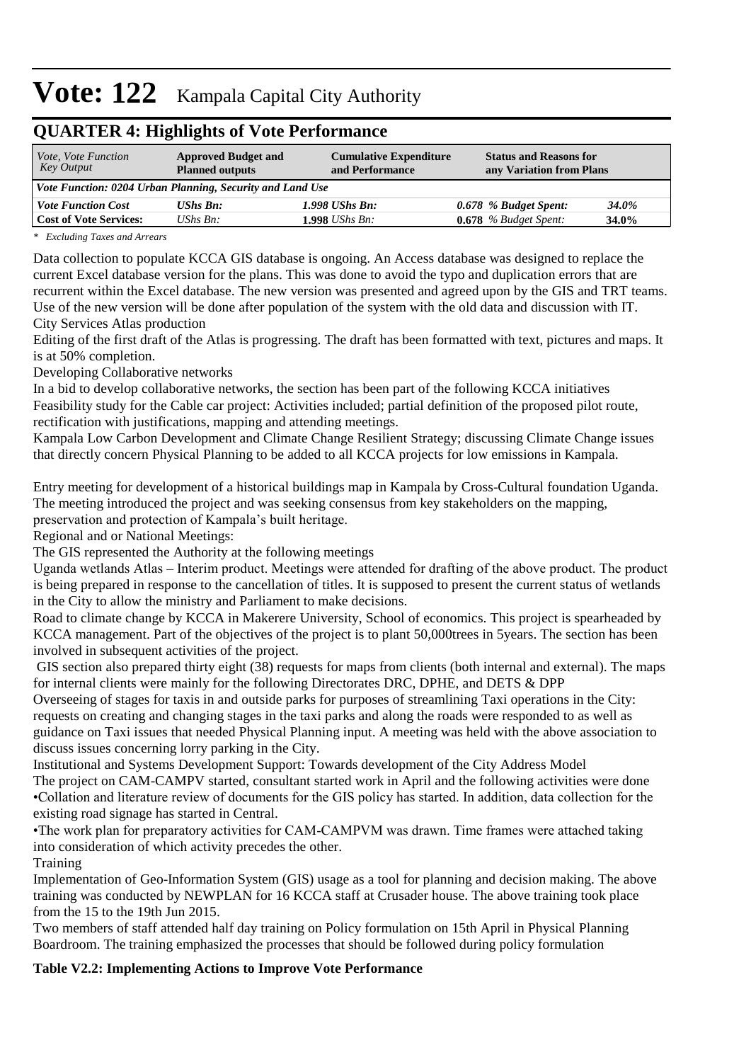# Vote: 122 Kampala Capital City Authority

## QUARTER 4: Highlights of Vote Performance

| *Vote, Vote Function Key Output* | **Approved Budget and Planned outputs** | **Cumulative Expenditure and Performance** | **Status and Reasons for any Variation from Plans** | |
|---|---|---|---|---|
| ***Vote Function: 0204 Urban Planning, Security and Land Use*** | | | | |
| ***Vote Function Cost*** | ***UShs Bn:*** | ***1.998 UShs Bn:*** | ***0.678 % Budget Spent:*** | ***34.0%*** |
| **Cost of Vote Services:** | *UShs Bn:* | **1.998** *UShs Bn:* | **0.678** *% Budget Spent:* | **34.0%** |

*\* Excluding Taxes and Arrears*

Data collection to populate KCCA GIS database is ongoing. An Access database was designed to replace the current Excel database version for the plans. This was done to avoid the typo and duplication errors that are recurrent within the Excel database. The new version was presented and agreed upon by the GIS and TRT teams. Use of the new version will be done after population of the system with the old data and discussion with IT.
City Services Atlas production
Editing of the first draft of the Atlas is progressing. The draft has been formatted with text, pictures and maps. It is at 50% completion.
Developing Collaborative networks
In a bid to develop collaborative networks, the section has been part of the following KCCA initiatives
Feasibility study for the Cable car project: Activities included; partial definition of the proposed pilot route, rectification with justifications, mapping and attending meetings.
Kampala Low Carbon Development and Climate Change Resilient Strategy; discussing Climate Change issues that directly concern Physical Planning to be added to all KCCA projects for low emissions in Kampala.

Entry meeting for development of a historical buildings map in Kampala by Cross-Cultural foundation Uganda. The meeting introduced the project and was seeking consensus from key stakeholders on the mapping, preservation and protection of Kampala's built heritage.
Regional and or National Meetings:
The GIS represented the Authority at the following meetings
Uganda wetlands Atlas – Interim product. Meetings were attended for drafting of the above product. The product is being prepared in response to the cancellation of titles. It is supposed to present the current status of wetlands in the City to allow the ministry and Parliament to make decisions.
Road to climate change by KCCA in Makerere University, School of economics. This project is spearheaded by KCCA management. Part of the objectives of the project is to plant 50,000trees in 5years. The section has been involved in subsequent activities of the project.
GIS section also prepared thirty eight (38) requests for maps from clients (both internal and external). The maps for internal clients were mainly for the following Directorates DRC, DPHE, and DETS & DPP
Overseeing of stages for taxis in and outside parks for purposes of streamlining Taxi operations in the City: requests on creating and changing stages in the taxi parks and along the roads were responded to as well as guidance on Taxi issues that needed Physical Planning input. A meeting was held with the above association to discuss issues concerning lorry parking in the City.
Institutional and Systems Development Support: Towards development of the City Address Model
The project on CAM-CAMPV started, consultant started work in April and the following activities were done
•Collation and literature review of documents for the GIS policy has started. In addition, data collection for the existing road signage has started in Central.
•The work plan for preparatory activities for CAM-CAMPVM was drawn. Time frames were attached taking into consideration of which activity precedes the other.
Training
Implementation of Geo-Information System (GIS) usage as a tool for planning and decision making. The above training was conducted by NEWPLAN for 16 KCCA staff at Crusader house. The above training took place from the 15 to the 19th Jun 2015.
Two members of staff attended half day training on Policy formulation on 15th April in Physical Planning Boardroom. The training emphasized the processes that should be followed during policy formulation

**Table V2.2: Implementing Actions to Improve Vote Performance**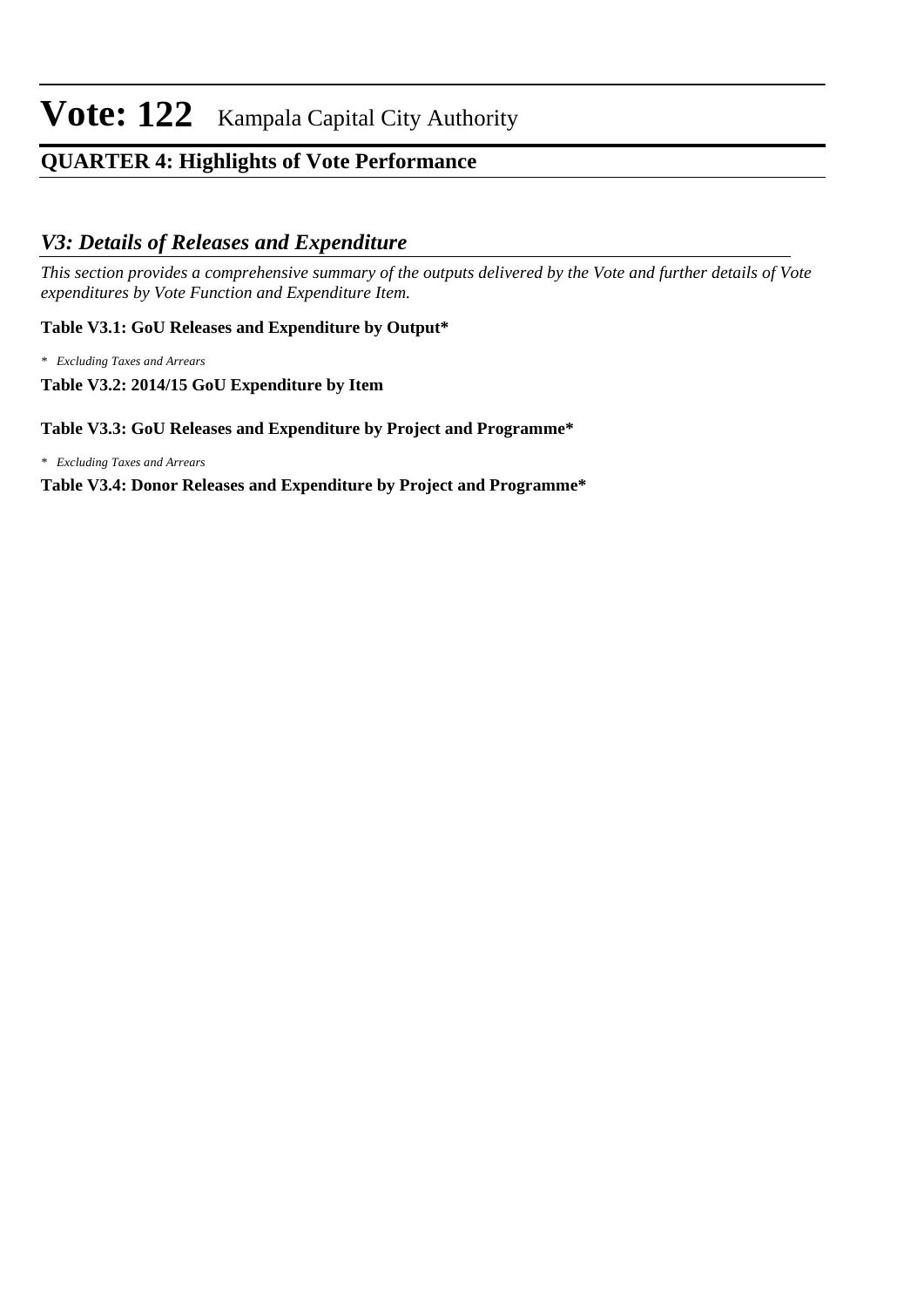# Vote: 122 Kampala Capital City Authority

## QUARTER 4: Highlights of Vote Performance

### *V3: Details of Releases and Expenditure*

*This section provides a comprehensive summary of the outputs delivered by the Vote and further details of Vote expenditures by Vote Function and Expenditure Item.*

**Table V3.1: GoU Releases and Expenditure by Output***

*\* Excluding Taxes and Arrears*

**Table V3.2: 2014/15 GoU Expenditure by Item**

**Table V3.3: GoU Releases and Expenditure by Project and Programme***

*\* Excluding Taxes and Arrears*

**Table V3.4: Donor Releases and Expenditure by Project and Programme***